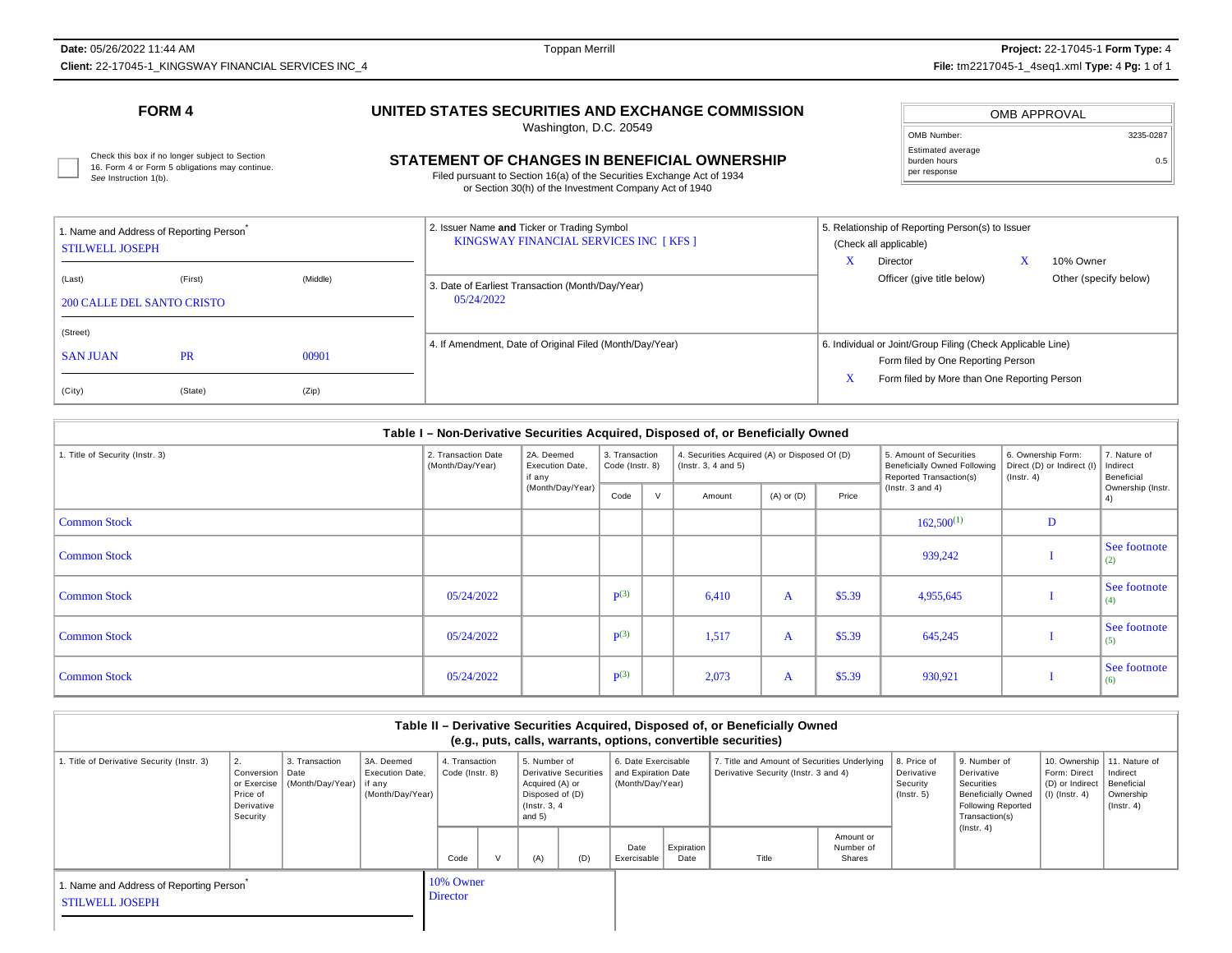# FORM 4

## UNITED STATES SECURITIES AND EXCHANGE COMMISSION

Washington, D.C. 20549

## STATEMENT OF CHANGES IN BENEFICIAL OWNERSHIP

Filed pursuant to Section 16(a) of the Securities Exchange Act of 1934
or Section 30(h) of the Investment Company Act of 1940

| OMB APPROVAL | |
|---|---|
| OMB Number: | 3235-0287 |
| Estimated average burden hours per response | 0.5 |

☐ Check this box if no longer subject to Section 16. Form 4 or Form 5 obligations may continue. *See* Instruction 1(b).

**1. Name and Address of Reporting Person***
STILWELL JOSEPH

(Last) (First) (Middle)
200 CALLE DEL SANTO CRISTO

(Street)
SAN JUAN PR 00901

(City) (State) (Zip)

**2. Issuer Name and Ticker or Trading Symbol**
KINGSWAY FINANCIAL SERVICES INC [ KFS ]

**3. Date of Earliest Transaction (Month/Day/Year)**
05/24/2022

**4. If Amendment, Date of Original Filed (Month/Day/Year)**

**5. Relationship of Reporting Person(s) to Issuer**
(Check all applicable)
X Director
X 10% Owner
Officer (give title below)
Other (specify below)

**6. Individual or Joint/Group Filing (Check Applicable Line)**
Form filed by One Reporting Person
X Form filed by More than One Reporting Person

### Table I – Non-Derivative Securities Acquired, Disposed of, or Beneficially Owned

| 1. Title of Security (Instr. 3) | 2. Transaction Date (Month/Day/Year) | 2A. Deemed Execution Date, if any (Month/Day/Year) | 3. Transaction Code (Instr. 8) | | 4. Securities Acquired (A) or Disposed Of (D) (Instr. 3, 4 and 5) | | | 5. Amount of Securities Beneficially Owned Following Reported Transaction(s) (Instr. 3 and 4) | 6. Ownership Form: Direct (D) or Indirect (I) (Instr. 4) | 7. Nature of Indirect Beneficial Ownership (Instr. 4) |
|---|---|---|---|---|---|---|---|---|---|---|
| | | | Code | V | Amount | (A) or (D) | Price | | | |
| Common Stock | | | | | | | | 162,500[1] | D | |
| Common Stock | | | | | | | | 939,242 | I | See footnote[2] |
| Common Stock | 05/24/2022 | | P[3] | | 6,410 | A | $5.39 | 4,955,645 | I | See footnote[4] |
| Common Stock | 05/24/2022 | | P[3] | | 1,517 | A | $5.39 | 645,245 | I | See footnote[5] |
| Common Stock | 05/24/2022 | | P[3] | | 2,073 | A | $5.39 | 930,921 | I | See footnote[6] |

### Table II – Derivative Securities Acquired, Disposed of, or Beneficially Owned (e.g., puts, calls, warrants, options, convertible securities)

| 1. Title of Derivative Security (Instr. 3) | 2. Conversion or Exercise Price of Derivative Security | 3. Transaction Date (Month/Day/Year) | 3A. Deemed Execution Date, if any (Month/Day/Year) | 4. Transaction Code (Instr. 8) | | 5. Number of Derivative Securities Acquired (A) or Disposed of (D) (Instr. 3, 4 and 5) | | 6. Date Exercisable and Expiration Date (Month/Day/Year) | | 7. Title and Amount of Securities Underlying Derivative Security (Instr. 3 and 4) | | 8. Price of Derivative Security (Instr. 5) | 9. Number of Derivative Securities Beneficially Owned Following Reported Transaction(s) (Instr. 4) | 10. Ownership Form: Direct (D) or Indirect (I) (Instr. 4) | 11. Nature of Indirect Beneficial Ownership (Instr. 4) |
|---|---|---|---|---|---|---|---|---|---|---|---|---|---|---|---|
| | | | | Code | V | (A) | (D) | Date Exercisable | Expiration Date | Title | Amount or Number of Shares | | | | |

**1. Name and Address of Reporting Person***
STILWELL JOSEPH

10% Owner
Director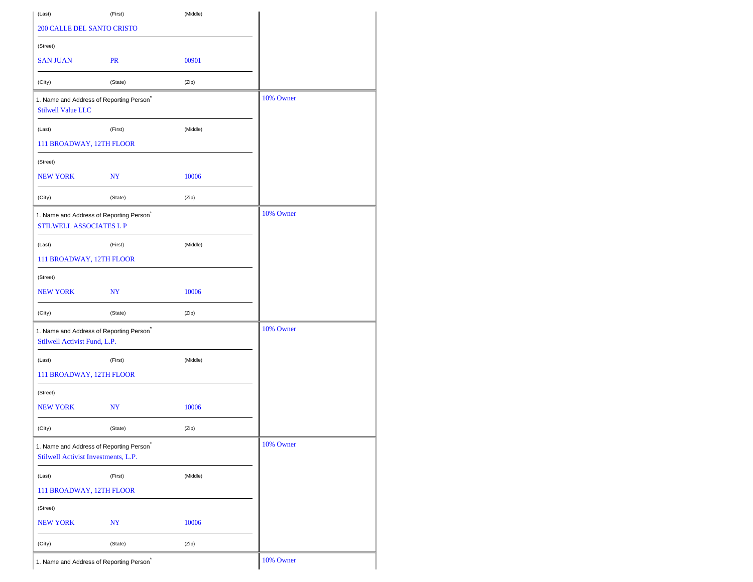| | | | |
|---|---|---|---|
| (Last) | (First) | (Middle) | |
| 200 CALLE DEL SANTO CRISTO | | | |
| (Street) | | | |
| SAN JUAN | PR | 00901 | |
| (City) | (State) | (Zip) | |
| 1. Name and Address of Reporting Person* <br> Stilwell Value LLC | | | 10% Owner |
| (Last) | (First) | (Middle) | |
| 111 BROADWAY, 12TH FLOOR | | | |
| (Street) | | | |
| NEW YORK | NY | 10006 | |
| (City) | (State) | (Zip) | |
| 1. Name and Address of Reporting Person* <br> STILWELL ASSOCIATES L P | | | 10% Owner |
| (Last) | (First) | (Middle) | |
| 111 BROADWAY, 12TH FLOOR | | | |
| (Street) | | | |
| NEW YORK | NY | 10006 | |
| (City) | (State) | (Zip) | |
| 1. Name and Address of Reporting Person* <br> Stilwell Activist Fund, L.P. | | | 10% Owner |
| (Last) | (First) | (Middle) | |
| 111 BROADWAY, 12TH FLOOR | | | |
| (Street) | | | |
| NEW YORK | NY | 10006 | |
| (City) | (State) | (Zip) | |
| 1. Name and Address of Reporting Person* <br> Stilwell Activist Investments, L.P. | | | 10% Owner |
| (Last) | (First) | (Middle) | |
| 111 BROADWAY, 12TH FLOOR | | | |
| (Street) | | | |
| NEW YORK | NY | 10006 | |
| (City) | (State) | (Zip) | |
| 1. Name and Address of Reporting Person* | | | 10% Owner |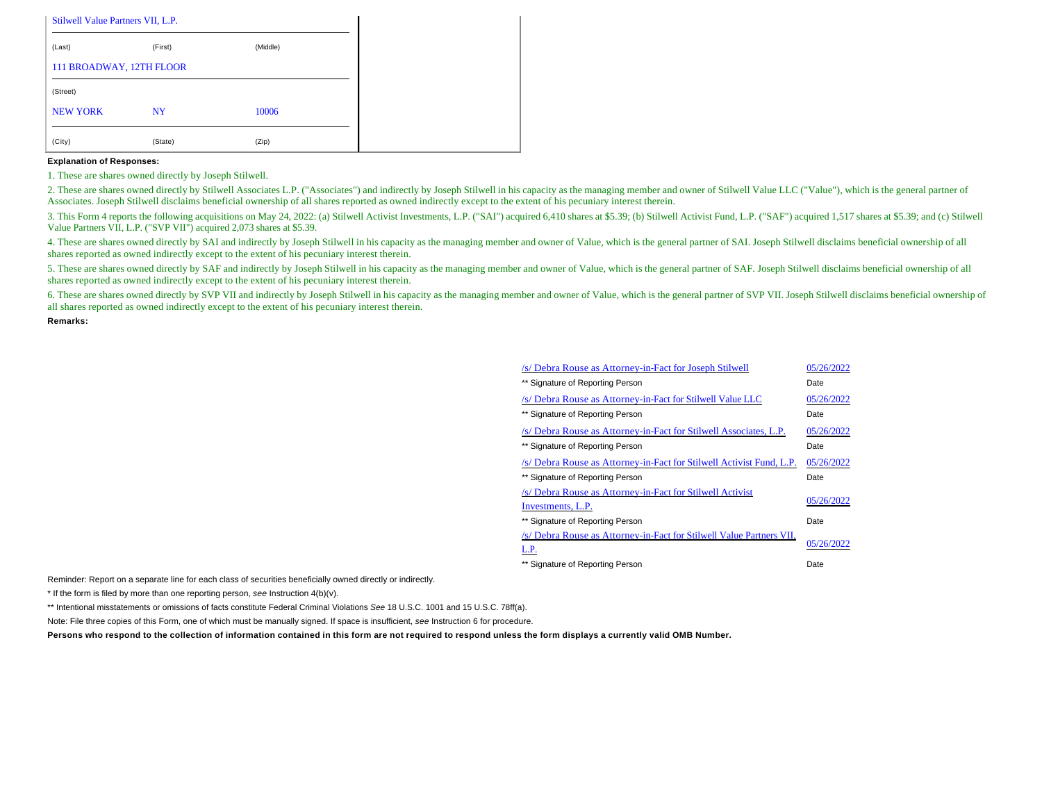| | | |
|---|---|---|
| Stilwell Value Partners VII, L.P. | | |
| (Last) | (First) | (Middle) |
| 111 BROADWAY, 12TH FLOOR | | |
| (Street) | | |
| NEW YORK | NY | 10006 |
| (City) | (State) | (Zip) |

**Explanation of Responses:**

1. These are shares owned directly by Joseph Stilwell.

2. These are shares owned directly by Stilwell Associates L.P. ("Associates") and indirectly by Joseph Stilwell in his capacity as the managing member and owner of Stilwell Value LLC ("Value"), which is the general partner of Associates. Joseph Stilwell disclaims beneficial ownership of all shares reported as owned indirectly except to the extent of his pecuniary interest therein.

3. This Form 4 reports the following acquisitions on May 24, 2022: (a) Stilwell Activist Investments, L.P. ("SAI") acquired 6,410 shares at $5.39; (b) Stilwell Activist Fund, L.P. ("SAF") acquired 1,517 shares at $5.39; and (c) Stilwell Value Partners VII, L.P. ("SVP VII") acquired 2,073 shares at $5.39.

4. These are shares owned directly by SAI and indirectly by Joseph Stilwell in his capacity as the managing member and owner of Value, which is the general partner of SAI. Joseph Stilwell disclaims beneficial ownership of all shares reported as owned indirectly except to the extent of his pecuniary interest therein.

5. These are shares owned directly by SAF and indirectly by Joseph Stilwell in his capacity as the managing member and owner of Value, which is the general partner of SAF. Joseph Stilwell disclaims beneficial ownership of all shares reported as owned indirectly except to the extent of his pecuniary interest therein.

6. These are shares owned directly by SVP VII and indirectly by Joseph Stilwell in his capacity as the managing member and owner of Value, which is the general partner of SVP VII. Joseph Stilwell disclaims beneficial ownership of all shares reported as owned indirectly except to the extent of his pecuniary interest therein.

**Remarks:**

| | |
|---|---|
| /s/ Debra Rouse as Attorney-in-Fact for Joseph Stilwell | 05/26/2022 |
| ** Signature of Reporting Person | Date |
| /s/ Debra Rouse as Attorney-in-Fact for Stilwell Value LLC | 05/26/2022 |
| ** Signature of Reporting Person | Date |
| /s/ Debra Rouse as Attorney-in-Fact for Stilwell Associates, L.P. | 05/26/2022 |
| ** Signature of Reporting Person | Date |
| /s/ Debra Rouse as Attorney-in-Fact for Stilwell Activist Fund, L.P. | 05/26/2022 |
| ** Signature of Reporting Person | Date |
| /s/ Debra Rouse as Attorney-in-Fact for Stilwell Activist Investments, L.P. | 05/26/2022 |
| ** Signature of Reporting Person | Date |
| /s/ Debra Rouse as Attorney-in-Fact for Stilwell Value Partners VII, L.P. | 05/26/2022 |
| ** Signature of Reporting Person | Date |

Reminder: Report on a separate line for each class of securities beneficially owned directly or indirectly.

* If the form is filed by more than one reporting person, *see* Instruction 4(b)(v).

** Intentional misstatements or omissions of facts constitute Federal Criminal Violations *See* 18 U.S.C. 1001 and 15 U.S.C. 78ff(a).

Note: File three copies of this Form, one of which must be manually signed. If space is insufficient, *see* Instruction 6 for procedure.

**Persons who respond to the collection of information contained in this form are not required to respond unless the form displays a currently valid OMB Number.**